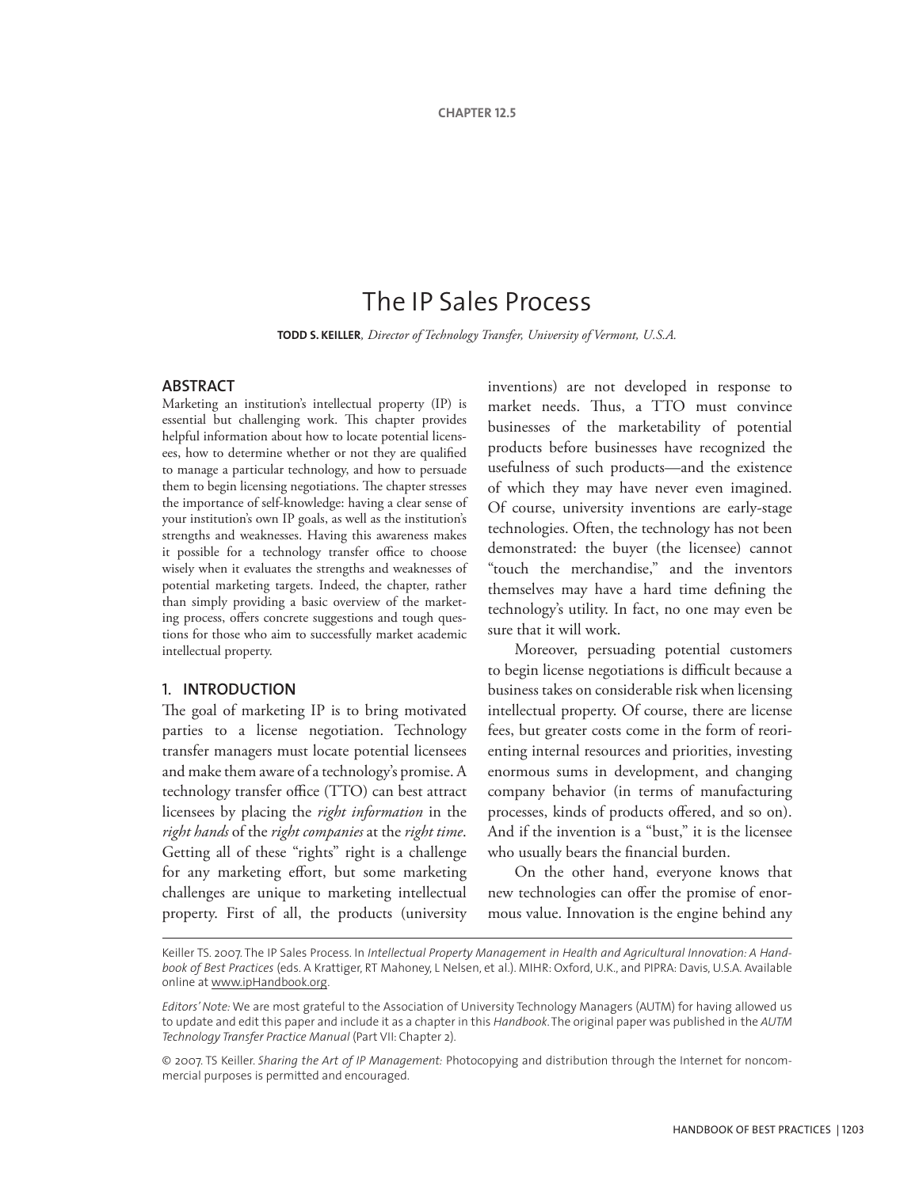CHAPTER 12.5

# The IP Sales Process

**TODD S. KEILLER**, *Director of Technology Transfer, University of Vermont, U.S.A.*

## ABSTRACT

Marketing an institution's intellectual property (IP) is essential but challenging work. This chapter provides helpful information about how to locate potential licensees, how to determine whether or not they are qualified to manage a particular technology, and how to persuade them to begin licensing negotiations. The chapter stresses the importance of self-knowledge: having a clear sense of your institution's own IP goals, as well as the institution's strengths and weaknesses. Having this awareness makes it possible for a technology transfer office to choose wisely when it evaluates the strengths and weaknesses of potential marketing targets. Indeed, the chapter, rather than simply providing a basic overview of the marketing process, offers concrete suggestions and tough questions for those who aim to successfully market academic intellectual property.

## 1. INTRODUCTION

The goal of marketing IP is to bring motivated parties to a license negotiation. Technology transfer managers must locate potential licensees and make them aware of a technology's promise. A technology transfer office (TTO) can best attract licensees by placing the *right information* in the *right hands* of the *right companies* at the *right time*. Getting all of these "rights" right is a challenge for any marketing effort, but some marketing challenges are unique to marketing intellectual property. First of all, the products (university inventions) are not developed in response to market needs. Thus, a TTO must convince businesses of the marketability of potential products before businesses have recognized the usefulness of such products—and the existence of which they may have never even imagined. Of course, university inventions are early-stage technologies. Often, the technology has not been demonstrated: the buyer (the licensee) cannot "touch the merchandise," and the inventors themselves may have a hard time defining the technology's utility. In fact, no one may even be sure that it will work.

Moreover, persuading potential customers to begin license negotiations is difficult because a business takes on considerable risk when licensing intellectual property. Of course, there are license fees, but greater costs come in the form of reorienting internal resources and priorities, investing enormous sums in development, and changing company behavior (in terms of manufacturing processes, kinds of products offered, and so on). And if the invention is a "bust," it is the licensee who usually bears the financial burden.

On the other hand, everyone knows that new technologies can offer the promise of enormous value. Innovation is the engine behind any

---

Keiller TS. 2007. The IP Sales Process. In *Intellectual Property Management in Health and Agricultural Innovation: A Handbook of Best Practices* (eds. A Krattiger, RT Mahoney, L Nelsen, et al.). MIHR: Oxford, U.K., and PIPRA: Davis, U.S.A. Available online at www.ipHandbook.org.

*Editors' Note:* We are most grateful to the Association of University Technology Managers (AUTM) for having allowed us to update and edit this paper and include it as a chapter in this *Handbook*. The original paper was published in the *AUTM Technology Transfer Practice Manual* (Part VII: Chapter 2).

© 2007. TS Keiller. *Sharing the Art of IP Management:* Photocopying and distribution through the Internet for noncommercial purposes is permitted and encouraged.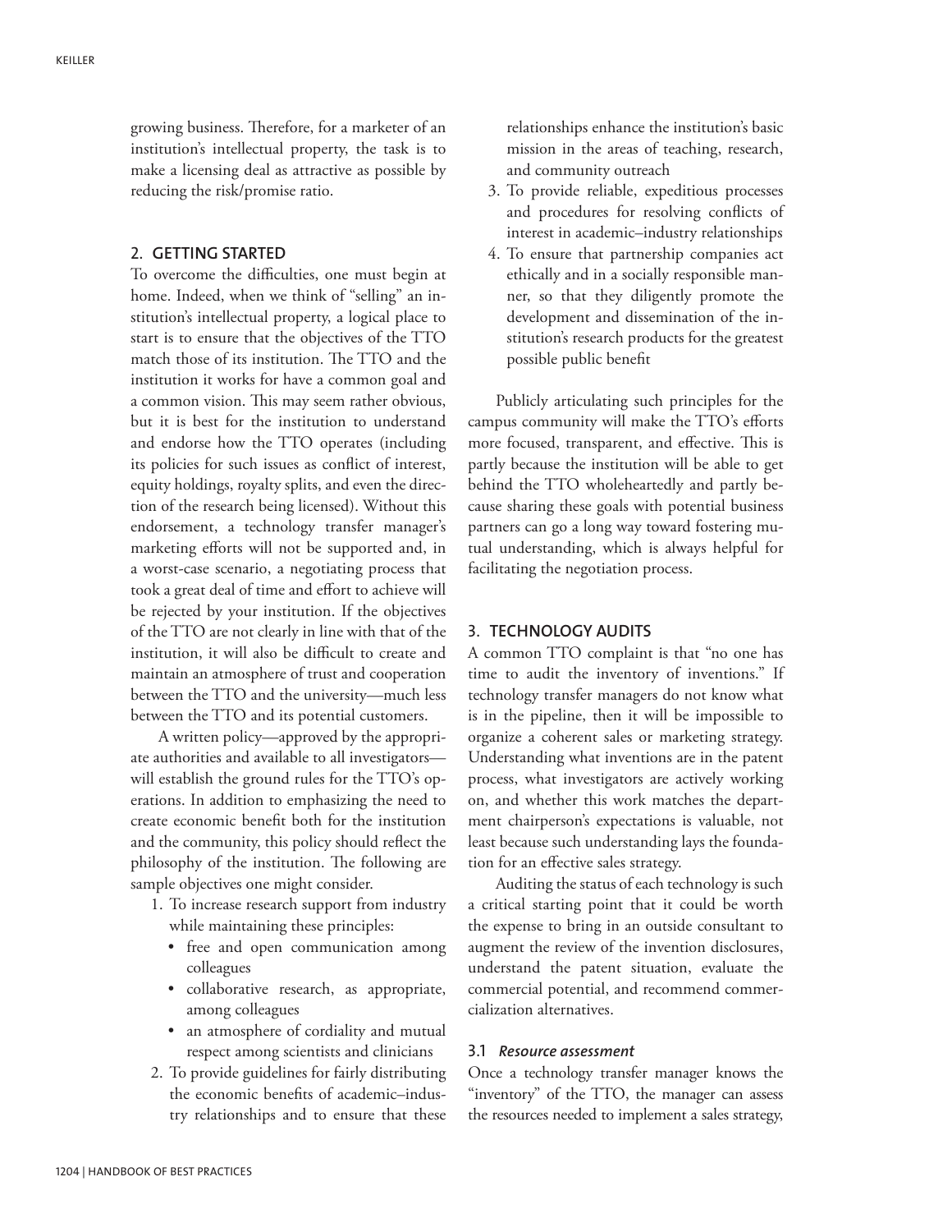growing business. Therefore, for a marketer of an institution's intellectual property, the task is to make a licensing deal as attractive as possible by reducing the risk/promise ratio.

## 2. GETTING STARTED

To overcome the difficulties, one must begin at home. Indeed, when we think of "selling" an institution's intellectual property, a logical place to start is to ensure that the objectives of the TTO match those of its institution. The TTO and the institution it works for have a common goal and a common vision. This may seem rather obvious, but it is best for the institution to understand and endorse how the TTO operates (including its policies for such issues as conflict of interest, equity holdings, royalty splits, and even the direction of the research being licensed). Without this endorsement, a technology transfer manager's marketing efforts will not be supported and, in a worst-case scenario, a negotiating process that took a great deal of time and effort to achieve will be rejected by your institution. If the objectives of the TTO are not clearly in line with that of the institution, it will also be difficult to create and maintain an atmosphere of trust and cooperation between the TTO and the university—much less between the TTO and its potential customers.

A written policy—approved by the appropriate authorities and available to all investigators—will establish the ground rules for the TTO's operations. In addition to emphasizing the need to create economic benefit both for the institution and the community, this policy should reflect the philosophy of the institution. The following are sample objectives one might consider.

1. To increase research support from industry while maintaining these principles:
   - free and open communication among colleagues
   - collaborative research, as appropriate, among colleagues
   - an atmosphere of cordiality and mutual respect among scientists and clinicians
2. To provide guidelines for fairly distributing the economic benefits of academic–industry relationships and to ensure that these relationships enhance the institution's basic mission in the areas of teaching, research, and community outreach
3. To provide reliable, expeditious processes and procedures for resolving conflicts of interest in academic–industry relationships
4. To ensure that partnership companies act ethically and in a socially responsible manner, so that they diligently promote the development and dissemination of the institution's research products for the greatest possible public benefit

Publicly articulating such principles for the campus community will make the TTO's efforts more focused, transparent, and effective. This is partly because the institution will be able to get behind the TTO wholeheartedly and partly because sharing these goals with potential business partners can go a long way toward fostering mutual understanding, which is always helpful for facilitating the negotiation process.

## 3. TECHNOLOGY AUDITS

A common TTO complaint is that "no one has time to audit the inventory of inventions." If technology transfer managers do not know what is in the pipeline, then it will be impossible to organize a coherent sales or marketing strategy. Understanding what inventions are in the patent process, what investigators are actively working on, and whether this work matches the department chairperson's expectations is valuable, not least because such understanding lays the foundation for an effective sales strategy.

Auditing the status of each technology is such a critical starting point that it could be worth the expense to bring in an outside consultant to augment the review of the invention disclosures, understand the patent situation, evaluate the commercial potential, and recommend commercialization alternatives.

### 3.1 *Resource assessment*

Once a technology transfer manager knows the "inventory" of the TTO, the manager can assess the resources needed to implement a sales strategy,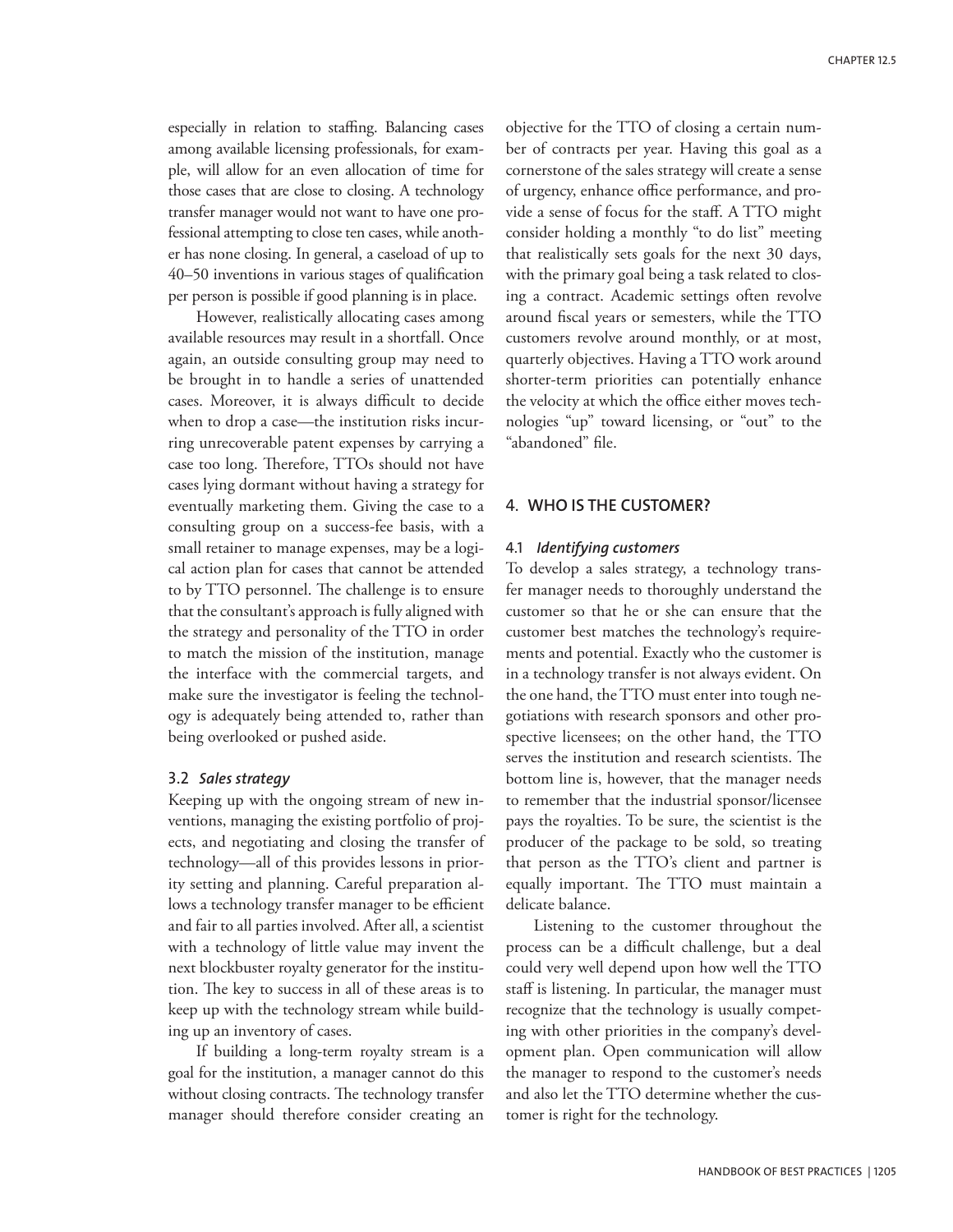especially in relation to staffing. Balancing cases among available licensing professionals, for example, will allow for an even allocation of time for those cases that are close to closing. A technology transfer manager would not want to have one professional attempting to close ten cases, while another has none closing. In general, a caseload of up to 40–50 inventions in various stages of qualification per person is possible if good planning is in place.

However, realistically allocating cases among available resources may result in a shortfall. Once again, an outside consulting group may need to be brought in to handle a series of unattended cases. Moreover, it is always difficult to decide when to drop a case—the institution risks incurring unrecoverable patent expenses by carrying a case too long. Therefore, TTOs should not have cases lying dormant without having a strategy for eventually marketing them. Giving the case to a consulting group on a success-fee basis, with a small retainer to manage expenses, may be a logical action plan for cases that cannot be attended to by TTO personnel. The challenge is to ensure that the consultant's approach is fully aligned with the strategy and personality of the TTO in order to match the mission of the institution, manage the interface with the commercial targets, and make sure the investigator is feeling the technology is adequately being attended to, rather than being overlooked or pushed aside.

### 3.2 *Sales strategy*

Keeping up with the ongoing stream of new inventions, managing the existing portfolio of projects, and negotiating and closing the transfer of technology—all of this provides lessons in priority setting and planning. Careful preparation allows a technology transfer manager to be efficient and fair to all parties involved. After all, a scientist with a technology of little value may invent the next blockbuster royalty generator for the institution. The key to success in all of these areas is to keep up with the technology stream while building up an inventory of cases.

If building a long-term royalty stream is a goal for the institution, a manager cannot do this without closing contracts. The technology transfer manager should therefore consider creating an objective for the TTO of closing a certain number of contracts per year. Having this goal as a cornerstone of the sales strategy will create a sense of urgency, enhance office performance, and provide a sense of focus for the staff. A TTO might consider holding a monthly "to do list" meeting that realistically sets goals for the next 30 days, with the primary goal being a task related to closing a contract. Academic settings often revolve around fiscal years or semesters, while the TTO customers revolve around monthly, or at most, quarterly objectives. Having a TTO work around shorter-term priorities can potentially enhance the velocity at which the office either moves technologies "up" toward licensing, or "out" to the "abandoned" file.

## 4. WHO IS THE CUSTOMER?

### 4.1 *Identifying customers*

To develop a sales strategy, a technology transfer manager needs to thoroughly understand the customer so that he or she can ensure that the customer best matches the technology's requirements and potential. Exactly who the customer is in a technology transfer is not always evident. On the one hand, the TTO must enter into tough negotiations with research sponsors and other prospective licensees; on the other hand, the TTO serves the institution and research scientists. The bottom line is, however, that the manager needs to remember that the industrial sponsor/licensee pays the royalties. To be sure, the scientist is the producer of the package to be sold, so treating that person as the TTO's client and partner is equally important. The TTO must maintain a delicate balance.

Listening to the customer throughout the process can be a difficult challenge, but a deal could very well depend upon how well the TTO staff is listening. In particular, the manager must recognize that the technology is usually competing with other priorities in the company's development plan. Open communication will allow the manager to respond to the customer's needs and also let the TTO determine whether the customer is right for the technology.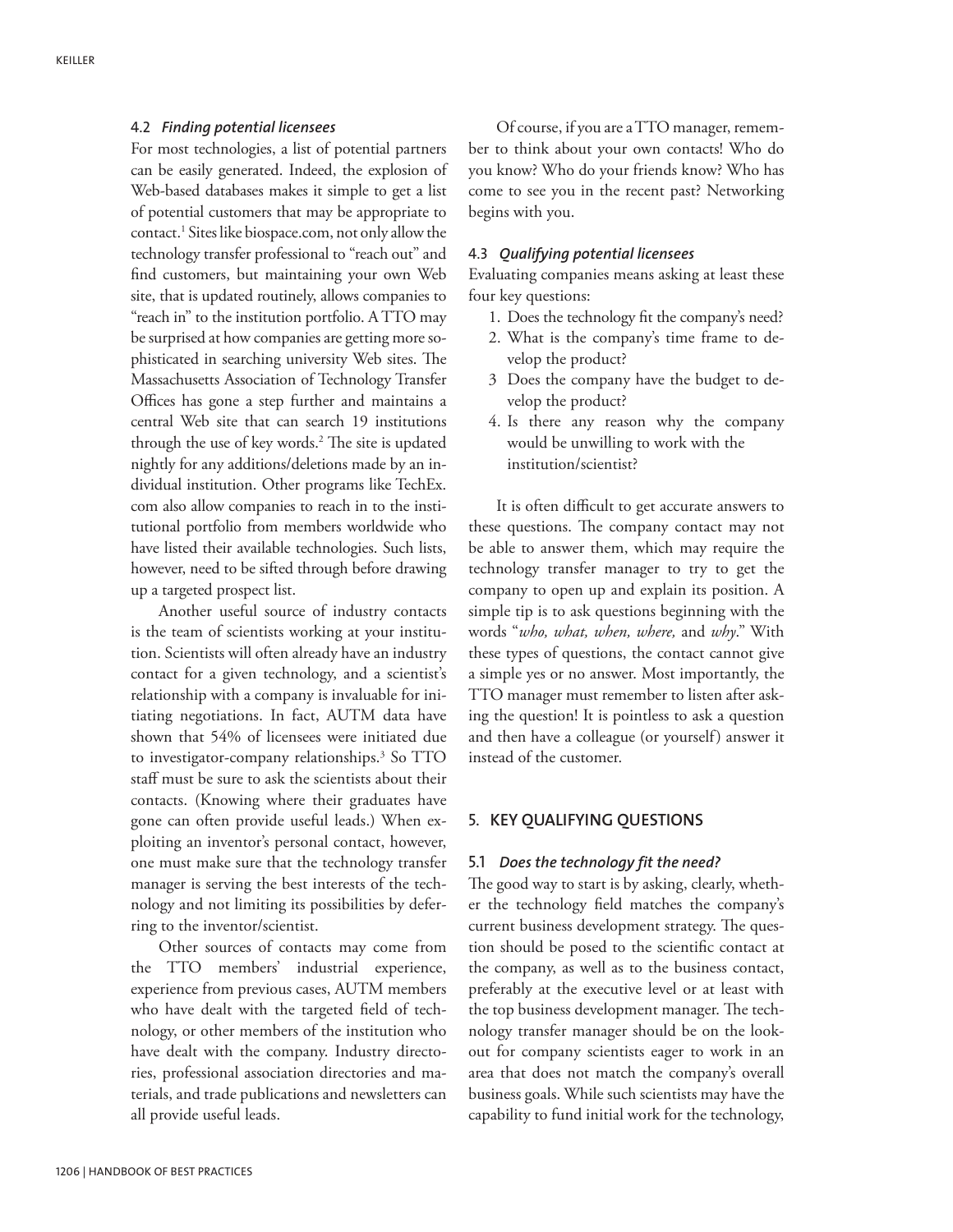### 4.2 *Finding potential licensees*

For most technologies, a list of potential partners can be easily generated. Indeed, the explosion of Web-based databases makes it simple to get a list of potential customers that may be appropriate to contact.[1] Sites like biospace.com, not only allow the technology transfer professional to "reach out" and find customers, but maintaining your own Web site, that is updated routinely, allows companies to "reach in" to the institution portfolio. A TTO may be surprised at how companies are getting more sophisticated in searching university Web sites. The Massachusetts Association of Technology Transfer Offices has gone a step further and maintains a central Web site that can search 19 institutions through the use of key words.[2] The site is updated nightly for any additions/deletions made by an individual institution. Other programs like TechEx.com also allow companies to reach in to the institutional portfolio from members worldwide who have listed their available technologies. Such lists, however, need to be sifted through before drawing up a targeted prospect list.

Another useful source of industry contacts is the team of scientists working at your institution. Scientists will often already have an industry contact for a given technology, and a scientist's relationship with a company is invaluable for initiating negotiations. In fact, AUTM data have shown that 54% of licensees were initiated due to investigator-company relationships.[3] So TTO staff must be sure to ask the scientists about their contacts. (Knowing where their graduates have gone can often provide useful leads.) When exploiting an inventor's personal contact, however, one must make sure that the technology transfer manager is serving the best interests of the technology and not limiting its possibilities by deferring to the inventor/scientist.

Other sources of contacts may come from the TTO members' industrial experience, experience from previous cases, AUTM members who have dealt with the targeted field of technology, or other members of the institution who have dealt with the company. Industry directories, professional association directories and materials, and trade publications and newsletters can all provide useful leads.

Of course, if you are a TTO manager, remember to think about your own contacts! Who do you know? Who do your friends know? Who has come to see you in the recent past? Networking begins with you.

### 4.3 *Qualifying potential licensees*

Evaluating companies means asking at least these four key questions:

1. Does the technology fit the company's need?
2. What is the company's time frame to develop the product?
3. Does the company have the budget to develop the product?
4. Is there any reason why the company would be unwilling to work with the institution/scientist?

It is often difficult to get accurate answers to these questions. The company contact may not be able to answer them, which may require the technology transfer manager to try to get the company to open up and explain its position. A simple tip is to ask questions beginning with the words "*who, what, when, where,* and *why*." With these types of questions, the contact cannot give a simple yes or no answer. Most importantly, the TTO manager must remember to listen after asking the question! It is pointless to ask a question and then have a colleague (or yourself) answer it instead of the customer.

## 5. KEY QUALIFYING QUESTIONS

### 5.1 *Does the technology fit the need?*

The good way to start is by asking, clearly, whether the technology field matches the company's current business development strategy. The question should be posed to the scientific contact at the company, as well as to the business contact, preferably at the executive level or at least with the top business development manager. The technology transfer manager should be on the lookout for company scientists eager to work in an area that does not match the company's overall business goals. While such scientists may have the capability to fund initial work for the technology,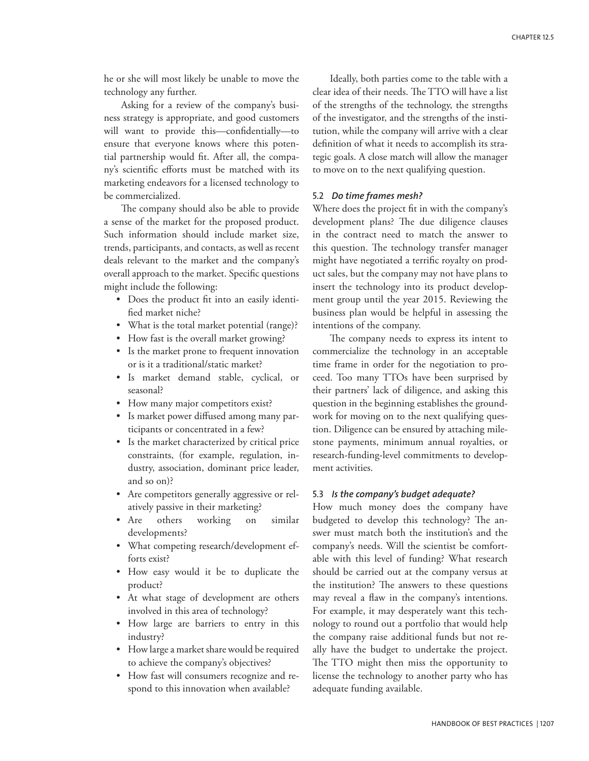he or she will most likely be unable to move the technology any further.

Asking for a review of the company's business strategy is appropriate, and good customers will want to provide this—confidentially—to ensure that everyone knows where this potential partnership would fit. After all, the company's scientific efforts must be matched with its marketing endeavors for a licensed technology to be commercialized.

The company should also be able to provide a sense of the market for the proposed product. Such information should include market size, trends, participants, and contacts, as well as recent deals relevant to the market and the company's overall approach to the market. Specific questions might include the following:

- Does the product fit into an easily identified market niche?
- What is the total market potential (range)?
- How fast is the overall market growing?
- Is the market prone to frequent innovation or is it a traditional/static market?
- Is market demand stable, cyclical, or seasonal?
- How many major competitors exist?
- Is market power diffused among many participants or concentrated in a few?
- Is the market characterized by critical price constraints, (for example, regulation, industry, association, dominant price leader, and so on)?
- Are competitors generally aggressive or relatively passive in their marketing?
- Are others working on similar developments?
- What competing research/development efforts exist?
- How easy would it be to duplicate the product?
- At what stage of development are others involved in this area of technology?
- How large are barriers to entry in this industry?
- How large a market share would be required to achieve the company's objectives?
- How fast will consumers recognize and respond to this innovation when available?

Ideally, both parties come to the table with a clear idea of their needs. The TTO will have a list of the strengths of the technology, the strengths of the investigator, and the strengths of the institution, while the company will arrive with a clear definition of what it needs to accomplish its strategic goals. A close match will allow the manager to move on to the next qualifying question.

### 5.2 *Do time frames mesh?*

Where does the project fit in with the company's development plans? The due diligence clauses in the contract need to match the answer to this question. The technology transfer manager might have negotiated a terrific royalty on product sales, but the company may not have plans to insert the technology into its product development group until the year 2015. Reviewing the business plan would be helpful in assessing the intentions of the company.

The company needs to express its intent to commercialize the technology in an acceptable time frame in order for the negotiation to proceed. Too many TTOs have been surprised by their partners' lack of diligence, and asking this question in the beginning establishes the groundwork for moving on to the next qualifying question. Diligence can be ensured by attaching milestone payments, minimum annual royalties, or research-funding-level commitments to development activities.

### 5.3 *Is the company's budget adequate?*

How much money does the company have budgeted to develop this technology? The answer must match both the institution's and the company's needs. Will the scientist be comfortable with this level of funding? What research should be carried out at the company versus at the institution? The answers to these questions may reveal a flaw in the company's intentions. For example, it may desperately want this technology to round out a portfolio that would help the company raise additional funds but not really have the budget to undertake the project. The TTO might then miss the opportunity to license the technology to another party who has adequate funding available.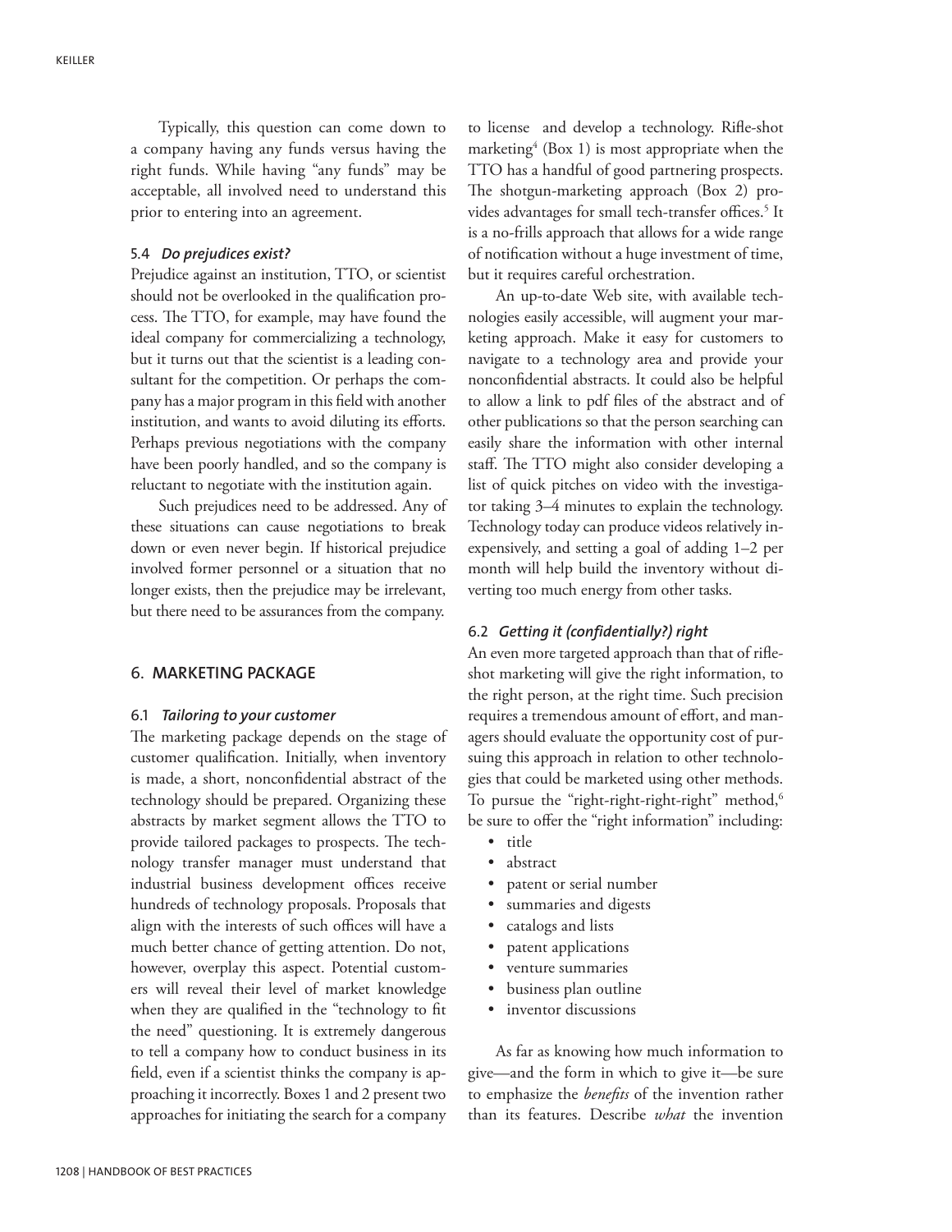Typically, this question can come down to a company having any funds versus having the right funds. While having "any funds" may be acceptable, all involved need to understand this prior to entering into an agreement.

### 5.4 *Do prejudices exist?*

Prejudice against an institution, TTO, or scientist should not be overlooked in the qualification process. The TTO, for example, may have found the ideal company for commercializing a technology, but it turns out that the scientist is a leading consultant for the competition. Or perhaps the company has a major program in this field with another institution, and wants to avoid diluting its efforts. Perhaps previous negotiations with the company have been poorly handled, and so the company is reluctant to negotiate with the institution again.

Such prejudices need to be addressed. Any of these situations can cause negotiations to break down or even never begin. If historical prejudice involved former personnel or a situation that no longer exists, then the prejudice may be irrelevant, but there need to be assurances from the company.

## 6. MARKETING PACKAGE

### 6.1 *Tailoring to your customer*

The marketing package depends on the stage of customer qualification. Initially, when inventory is made, a short, nonconfidential abstract of the technology should be prepared. Organizing these abstracts by market segment allows the TTO to provide tailored packages to prospects. The technology transfer manager must understand that industrial business development offices receive hundreds of technology proposals. Proposals that align with the interests of such offices will have a much better chance of getting attention. Do not, however, overplay this aspect. Potential customers will reveal their level of market knowledge when they are qualified in the "technology to fit the need" questioning. It is extremely dangerous to tell a company how to conduct business in its field, even if a scientist thinks the company is approaching it incorrectly. Boxes 1 and 2 present two approaches for initiating the search for a company to license and develop a technology. Rifle-shot marketing[4] (Box 1) is most appropriate when the TTO has a handful of good partnering prospects. The shotgun-marketing approach (Box 2) provides advantages for small tech-transfer offices.[5] It is a no-frills approach that allows for a wide range of notification without a huge investment of time, but it requires careful orchestration.

An up-to-date Web site, with available technologies easily accessible, will augment your marketing approach. Make it easy for customers to navigate to a technology area and provide your nonconfidential abstracts. It could also be helpful to allow a link to pdf files of the abstract and of other publications so that the person searching can easily share the information with other internal staff. The TTO might also consider developing a list of quick pitches on video with the investigator taking 3–4 minutes to explain the technology. Technology today can produce videos relatively inexpensively, and setting a goal of adding 1–2 per month will help build the inventory without diverting too much energy from other tasks.

### 6.2 *Getting it (confidentially?) right*

An even more targeted approach than that of rifle-shot marketing will give the right information, to the right person, at the right time. Such precision requires a tremendous amount of effort, and managers should evaluate the opportunity cost of pursuing this approach in relation to other technologies that could be marketed using other methods. To pursue the "right-right-right-right" method,[6] be sure to offer the "right information" including:

- title
- abstract
- patent or serial number
- summaries and digests
- catalogs and lists
- patent applications
- venture summaries
- business plan outline
- inventor discussions

As far as knowing how much information to give—and the form in which to give it—be sure to emphasize the *benefits* of the invention rather than its features. Describe *what* the invention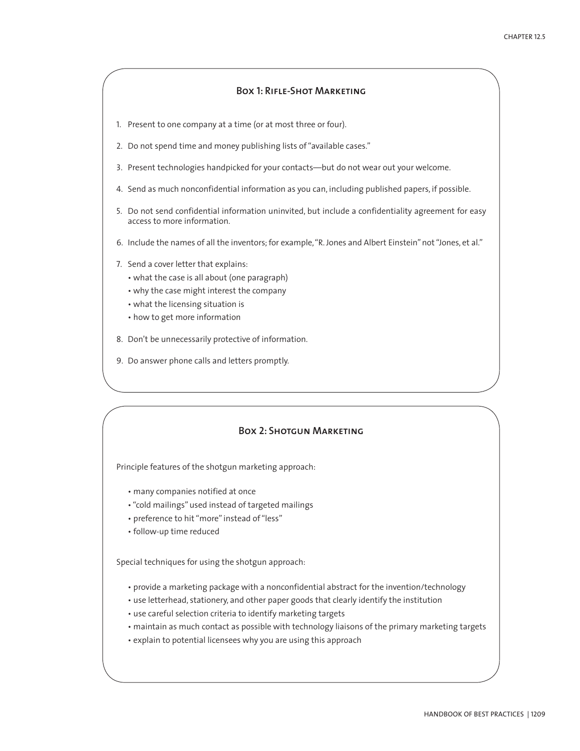## Box 1: Rifle-Shot Marketing

1. Present to one company at a time (or at most three or four).
2. Do not spend time and money publishing lists of "available cases."
3. Present technologies handpicked for your contacts—but do not wear out your welcome.
4. Send as much nonconfidential information as you can, including published papers, if possible.
5. Do not send confidential information uninvited, but include a confidentiality agreement for easy access to more information.
6. Include the names of all the inventors; for example, "R. Jones and Albert Einstein" not "Jones, et al."
7. Send a cover letter that explains:
   - what the case is all about (one paragraph)
   - why the case might interest the company
   - what the licensing situation is
   - how to get more information
8. Don't be unnecessarily protective of information.
9. Do answer phone calls and letters promptly.

## Box 2: Shotgun Marketing

Principle features of the shotgun marketing approach:

- many companies notified at once
- "cold mailings" used instead of targeted mailings
- preference to hit "more" instead of "less"
- follow-up time reduced

Special techniques for using the shotgun approach:

- provide a marketing package with a nonconfidential abstract for the invention/technology
- use letterhead, stationery, and other paper goods that clearly identify the institution
- use careful selection criteria to identify marketing targets
- maintain as much contact as possible with technology liaisons of the primary marketing targets
- explain to potential licensees why you are using this approach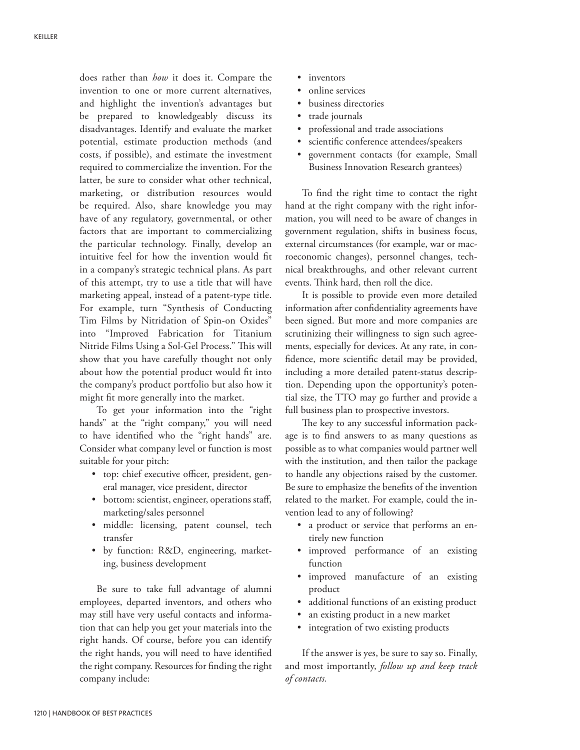does rather than *how* it does it. Compare the invention to one or more current alternatives, and highlight the invention's advantages but be prepared to knowledgeably discuss its disadvantages. Identify and evaluate the market potential, estimate production methods (and costs, if possible), and estimate the investment required to commercialize the invention. For the latter, be sure to consider what other technical, marketing, or distribution resources would be required. Also, share knowledge you may have of any regulatory, governmental, or other factors that are important to commercializing the particular technology. Finally, develop an intuitive feel for how the invention would fit in a company's strategic technical plans. As part of this attempt, try to use a title that will have marketing appeal, instead of a patent-type title. For example, turn "Synthesis of Conducting Tim Films by Nitridation of Spin-on Oxides" into "Improved Fabrication for Titanium Nitride Films Using a Sol-Gel Process." This will show that you have carefully thought not only about how the potential product would fit into the company's product portfolio but also how it might fit more generally into the market.

To get your information into the "right hands" at the "right company," you will need to have identified who the "right hands" are. Consider what company level or function is most suitable for your pitch:

- top: chief executive officer, president, general manager, vice president, director
- bottom: scientist, engineer, operations staff, marketing/sales personnel
- middle: licensing, patent counsel, tech transfer
- by function: R&D, engineering, marketing, business development

Be sure to take full advantage of alumni employees, departed inventors, and others who may still have very useful contacts and information that can help you get your materials into the right hands. Of course, before you can identify the right hands, you will need to have identified the right company. Resources for finding the right company include:

- inventors
- online services
- business directories
- trade journals
- professional and trade associations
- scientific conference attendees/speakers
- government contacts (for example, Small Business Innovation Research grantees)

To find the right time to contact the right hand at the right company with the right information, you will need to be aware of changes in government regulation, shifts in business focus, external circumstances (for example, war or macroeconomic changes), personnel changes, technical breakthroughs, and other relevant current events. Think hard, then roll the dice.

It is possible to provide even more detailed information after confidentiality agreements have been signed. But more and more companies are scrutinizing their willingness to sign such agreements, especially for devices. At any rate, in confidence, more scientific detail may be provided, including a more detailed patent-status description. Depending upon the opportunity's potential size, the TTO may go further and provide a full business plan to prospective investors.

The key to any successful information package is to find answers to as many questions as possible as to what companies would partner well with the institution, and then tailor the package to handle any objections raised by the customer. Be sure to emphasize the benefits of the invention related to the market. For example, could the invention lead to any of following?

- a product or service that performs an entirely new function
- improved performance of an existing function
- improved manufacture of an existing product
- additional functions of an existing product
- an existing product in a new market
- integration of two existing products

If the answer is yes, be sure to say so. Finally, and most importantly, *follow up and keep track of contacts.*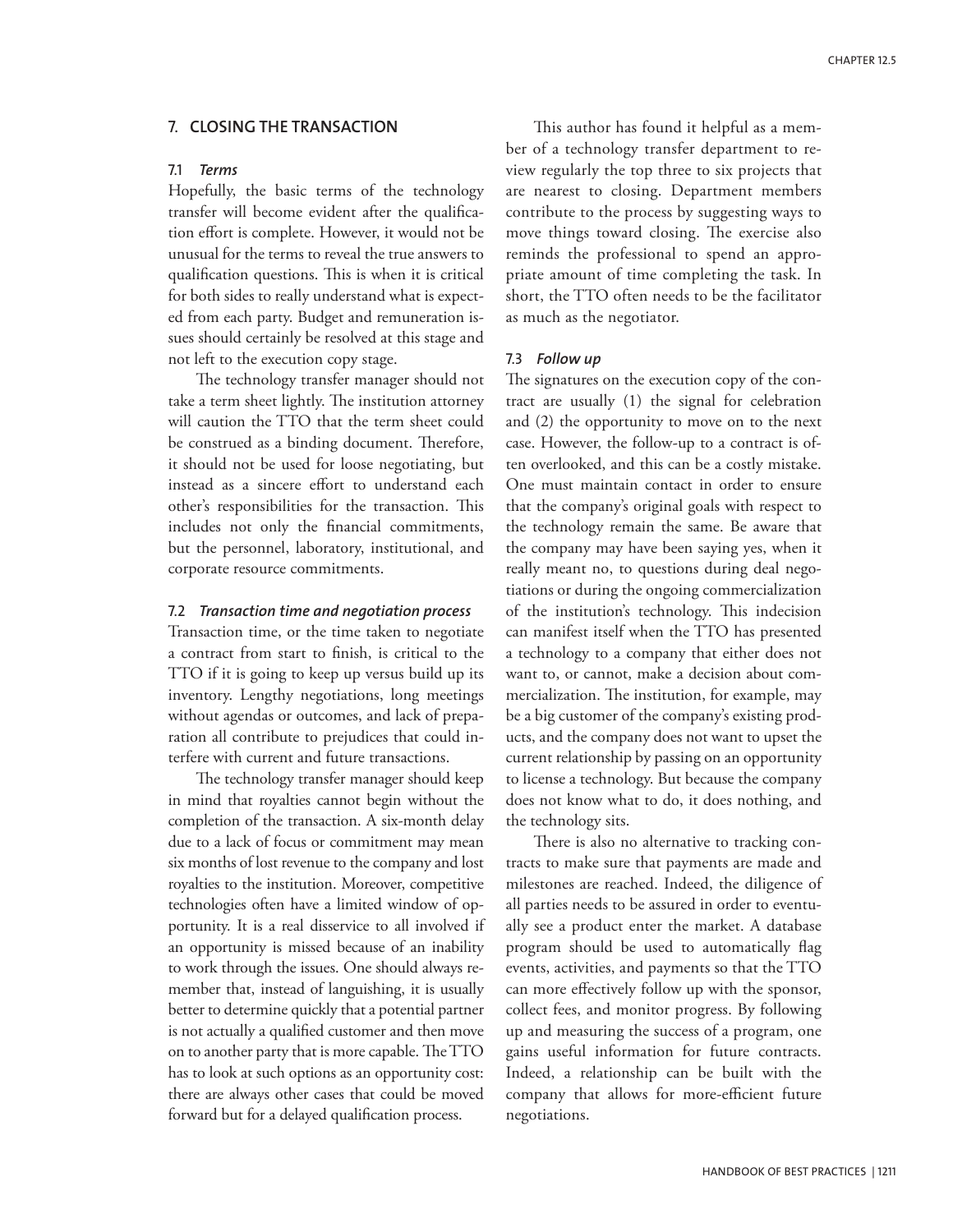## 7. CLOSING THE TRANSACTION

### 7.1 *Terms*

Hopefully, the basic terms of the technology transfer will become evident after the qualification effort is complete. However, it would not be unusual for the terms to reveal the true answers to qualification questions. This is when it is critical for both sides to really understand what is expected from each party. Budget and remuneration issues should certainly be resolved at this stage and not left to the execution copy stage.

The technology transfer manager should not take a term sheet lightly. The institution attorney will caution the TTO that the term sheet could be construed as a binding document. Therefore, it should not be used for loose negotiating, but instead as a sincere effort to understand each other's responsibilities for the transaction. This includes not only the financial commitments, but the personnel, laboratory, institutional, and corporate resource commitments.

### 7.2 *Transaction time and negotiation process*

Transaction time, or the time taken to negotiate a contract from start to finish, is critical to the TTO if it is going to keep up versus build up its inventory. Lengthy negotiations, long meetings without agendas or outcomes, and lack of preparation all contribute to prejudices that could interfere with current and future transactions.

The technology transfer manager should keep in mind that royalties cannot begin without the completion of the transaction. A six-month delay due to a lack of focus or commitment may mean six months of lost revenue to the company and lost royalties to the institution. Moreover, competitive technologies often have a limited window of opportunity. It is a real disservice to all involved if an opportunity is missed because of an inability to work through the issues. One should always remember that, instead of languishing, it is usually better to determine quickly that a potential partner is not actually a qualified customer and then move on to another party that is more capable. The TTO has to look at such options as an opportunity cost: there are always other cases that could be moved forward but for a delayed qualification process.

This author has found it helpful as a member of a technology transfer department to review regularly the top three to six projects that are nearest to closing. Department members contribute to the process by suggesting ways to move things toward closing. The exercise also reminds the professional to spend an appropriate amount of time completing the task. In short, the TTO often needs to be the facilitator as much as the negotiator.

### 7.3 *Follow up*

The signatures on the execution copy of the contract are usually (1) the signal for celebration and (2) the opportunity to move on to the next case. However, the follow-up to a contract is often overlooked, and this can be a costly mistake. One must maintain contact in order to ensure that the company's original goals with respect to the technology remain the same. Be aware that the company may have been saying yes, when it really meant no, to questions during deal negotiations or during the ongoing commercialization of the institution's technology. This indecision can manifest itself when the TTO has presented a technology to a company that either does not want to, or cannot, make a decision about commercialization. The institution, for example, may be a big customer of the company's existing products, and the company does not want to upset the current relationship by passing on an opportunity to license a technology. But because the company does not know what to do, it does nothing, and the technology sits.

There is also no alternative to tracking contracts to make sure that payments are made and milestones are reached. Indeed, the diligence of all parties needs to be assured in order to eventually see a product enter the market. A database program should be used to automatically flag events, activities, and payments so that the TTO can more effectively follow up with the sponsor, collect fees, and monitor progress. By following up and measuring the success of a program, one gains useful information for future contracts. Indeed, a relationship can be built with the company that allows for more-efficient future negotiations.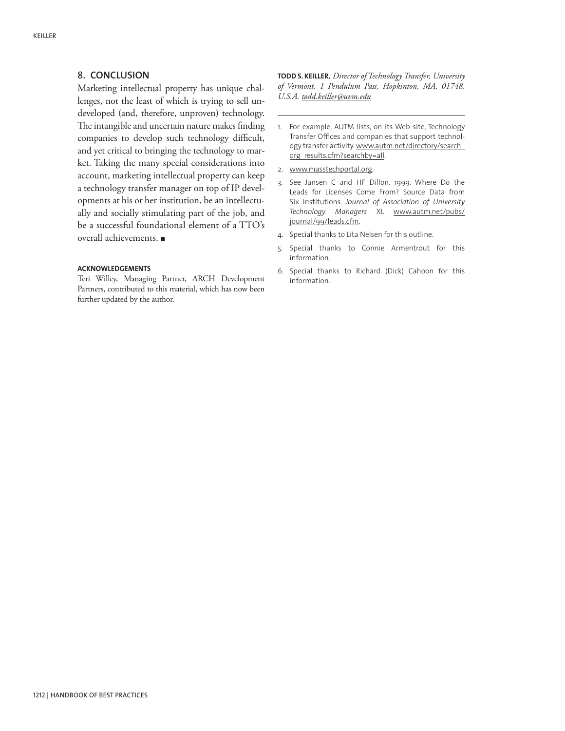## 8. CONCLUSION

Marketing intellectual property has unique challenges, not the least of which is trying to sell undeveloped (and, therefore, unproven) technology. The intangible and uncertain nature makes finding companies to develop such technology difficult, and yet critical to bringing the technology to market. Taking the many special considerations into account, marketing intellectual property can keep a technology transfer manager on top of IP developments at his or her institution, be an intellectually and socially stimulating part of the job, and be a successful foundational element of a TTO's overall achievements. ■

#### ACKNOWLEDGEMENTS

Teri Willey, Managing Partner, ARCH Development Partners, contributed to this material, which has now been further updated by the author.

**TODD S. KEILLER**, *Director of Technology Transfer, University of Vermont, 1 Pendulum Pass, Hopkinton, MA, 01748, U.S.A. todd.keiller@uvm.edu*

---

1. For example, AUTM lists, on its Web site, Technology Transfer Offices and companies that support technology transfer activity. www.autm.net/directory/search_org_results.cfm?searchby=all.
2. www.masstechportal.org.
3. See Jansen C and HF Dillon. 1999. Where Do the Leads for Licenses Come From? Source Data from Six Institutions. *Journal of Association of University Technology Managers* XI. www.autm.net/pubs/journal/99/leads.cfm.
4. Special thanks to Lita Nelsen for this outline.
5. Special thanks to Connie Armentrout for this information.
6. Special thanks to Richard (Dick) Cahoon for this information.